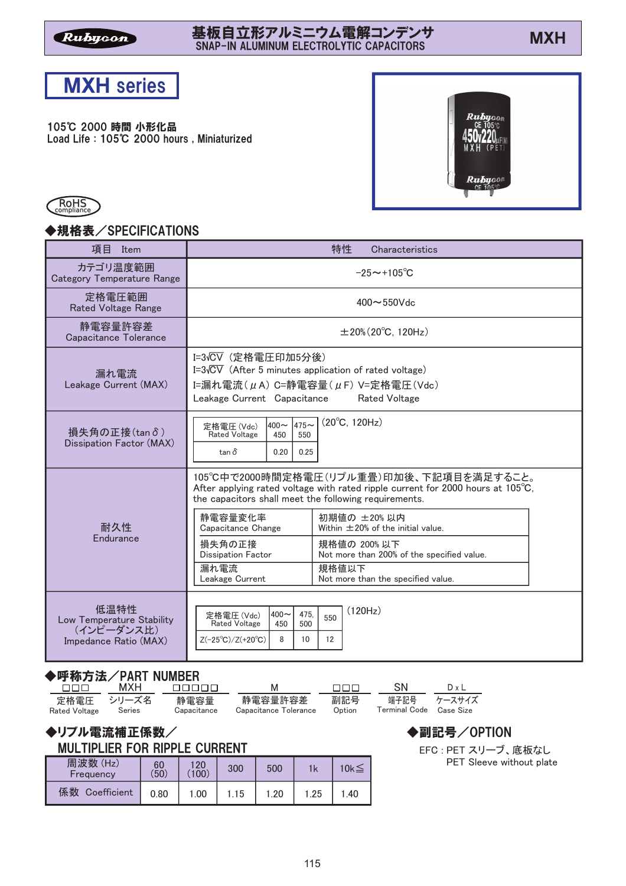Rubycon

# 基板自立形アルミニウム電解コンデンサ
SNAP-IN ALUMINUM ELECTROLYTIC CAPACITORS

MXH

## MXH series

105℃ 2000 時間 小形化品
Load Life : 105℃ 2000 hours , Miniaturized

RoHS compliance

## ◆規格表／SPECIFICATIONS

| 項目 Item | 特性 Characteristics |
|---|---|
| カテゴリ温度範囲<br>Category Temperature Range | −25～+105℃ |
| 定格電圧範囲<br>Rated Voltage Range | 400～550Vdc |
| 静電容量許容差<br>Capacitance Tolerance | ±20%(20℃, 120Hz) |
| 漏れ電流<br>Leakage Current (MAX) | I=3√CV (定格電圧印加5分後)<br>I=3√CV (After 5 minutes application of rated voltage)<br>I=漏れ電流(μA) C=静電容量(μF) V=定格電圧(Vdc)<br>Leakage Current Capacitance Rated Voltage |
| 損失角の正接(tanδ)<br>Dissipation Factor (MAX) | (20℃, 120Hz)<br>定格電圧 (Vdc) Rated Voltage: 400～450 / 475～550<br>tanδ: 0.20 / 0.25 |
| 耐久性<br>Endurance | 105℃中で2000時間定格電圧(リプル重畳)印加後、下記項目を満足すること。<br>After applying rated voltage with rated ripple current for 2000 hours at 105℃, the capacitors shall meet the following requirements.<br>静電容量変化率 Capacitance Change: 初期値の ±20% 以内 Within ±20% of the initial value.<br>損失角の正接 Dissipation Factor: 規格値の 200% 以下 Not more than 200% of the specified value.<br>漏れ電流 Leakage Current: 規格値以下 Not more than the specified value. |
| 低温特性<br>Low Temperature Stability<br>(インピーダンス比)<br>Impedance Ratio (MAX) | (120Hz)<br>定格電圧 (Vdc) Rated Voltage: 400～450 / 475, 500 / 550<br>Z(−25℃)/Z(+20℃): 8 / 10 / 12 |

## ◆呼称方法／PART NUMBER

| □□□ | MXH | □□□□□ | M | □□□ | SN | D x L |
|---|---|---|---|---|---|---|
| 定格電圧<br>Rated Voltage | シリーズ名<br>Series | 静電容量<br>Capacitance | 静電容量許容差<br>Capacitance Tolerance | 副記号<br>Option | 端子記号<br>Terminal Code | ケースサイズ<br>Case Size |

## ◆リプル電流補正係数／MULTIPLIER FOR RIPPLE CURRENT

| 周波数 (Hz) Frequency | 60 (50) | 120 (100) | 300 | 500 | 1k | 10k≦ |
|---|---|---|---|---|---|---|
| 係数 Coefficient | 0.80 | 1.00 | 1.15 | 1.20 | 1.25 | 1.40 |

## ◆副記号／OPTION

EFC : PET スリーブ、底板なし
PET Sleeve without plate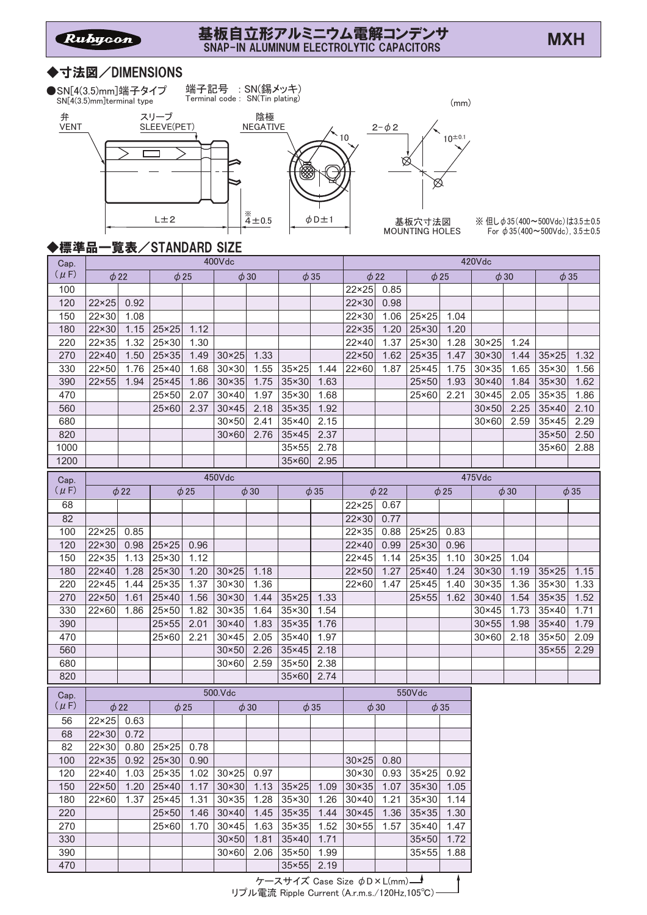Rubycon

# 基板自立形アルミニウム電解コンデンサ SNAP-IN ALUMINUM ELECTROLYTIC CAPACITORS

**MXH**

## ◆寸法図／DIMENSIONS

●SN[4(3.5)mm]端子タイプ SN[4(3.5)mm]terminal type

端子記号 : SN(錫メッキ) Terminal code : SN(Tin plating)

(mm)

弁 VENT

スリーブ SLEEVE(PET)

陰極 NEGATIVE

L±2

※ 4±0.5

φD±1

10

2-φ2

$10^{\pm 0.1}$

基板穴寸法図 MOUNTING HOLES

※ 但しφ35(400～500Vdc)は3.5±0.5 For φ35(400～500Vdc), 3.5±0.5

## ◆標準品一覧表／STANDARD SIZE

| Cap. (μF) | 400Vdc | | | | | | | | 420Vdc | | | | | | | |
|---|---|---|---|---|---|---|---|---|---|---|---|---|---|---|---|---|
| | φ22 | | φ25 | | φ30 | | φ35 | | φ22 | | φ25 | | φ30 | | φ35 | |
| 100 | | | | | | | | | 22×25 | 0.85 | | | | | | |
| 120 | 22×25 | 0.92 | | | | | | | 22×30 | 0.98 | | | | | | |
| 150 | 22×30 | 1.08 | | | | | | | 22×30 | 1.06 | 25×25 | 1.04 | | | | |
| 180 | 22×30 | 1.15 | 25×25 | 1.12 | | | | | 22×35 | 1.20 | 25×30 | 1.20 | | | | |
| 220 | 22×35 | 1.32 | 25×30 | 1.30 | | | | | 22×40 | 1.37 | 25×30 | 1.28 | 30×25 | 1.24 | | |
| 270 | 22×40 | 1.50 | 25×35 | 1.49 | 30×25 | 1.33 | | | 22×50 | 1.62 | 25×35 | 1.47 | 30×30 | 1.44 | 35×25 | 1.32 |
| 330 | 22×50 | 1.76 | 25×40 | 1.68 | 30×30 | 1.55 | 35×25 | 1.44 | 22×60 | 1.87 | 25×45 | 1.75 | 30×35 | 1.65 | 35×30 | 1.56 |
| 390 | 22×55 | 1.94 | 25×45 | 1.86 | 30×35 | 1.75 | 35×30 | 1.63 | | | 25×50 | 1.93 | 30×40 | 1.84 | 35×30 | 1.62 |
| 470 | | | 25×50 | 2.07 | 30×40 | 1.97 | 35×30 | 1.68 | | | 25×60 | 2.21 | 30×45 | 2.05 | 35×35 | 1.86 |
| 560 | | | 25×60 | 2.37 | 30×45 | 2.18 | 35×35 | 1.92 | | | | | 30×50 | 2.25 | 35×40 | 2.10 |
| 680 | | | | | 30×50 | 2.41 | 35×40 | 2.15 | | | | | 30×60 | 2.59 | 35×45 | 2.29 |
| 820 | | | | | 30×60 | 2.76 | 35×45 | 2.37 | | | | | | | 35×50 | 2.50 |
| 1000 | | | | | | | 35×55 | 2.78 | | | | | | | 35×60 | 2.88 |
| 1200 | | | | | | | 35×60 | 2.95 | | | | | | | | |

| Cap. (μF) | 450Vdc | | | | | | | | 475Vdc | | | | | | | |
|---|---|---|---|---|---|---|---|---|---|---|---|---|---|---|---|---|
| | φ22 | | φ25 | | φ30 | | φ35 | | φ22 | | φ25 | | φ30 | | φ35 | |
| 68 | | | | | | | | | 22×25 | 0.67 | | | | | | |
| 82 | | | | | | | | | 22×30 | 0.77 | | | | | | |
| 100 | 22×25 | 0.85 | | | | | | | 22×35 | 0.88 | 25×25 | 0.83 | | | | |
| 120 | 22×30 | 0.98 | 25×25 | 0.96 | | | | | 22×40 | 0.99 | 25×30 | 0.96 | | | | |
| 150 | 22×35 | 1.13 | 25×30 | 1.12 | | | | | 22×45 | 1.14 | 25×35 | 1.10 | 30×25 | 1.04 | | |
| 180 | 22×40 | 1.28 | 25×30 | 1.20 | 30×25 | 1.18 | | | 22×50 | 1.27 | 25×40 | 1.24 | 30×30 | 1.19 | 35×25 | 1.15 |
| 220 | 22×45 | 1.44 | 25×35 | 1.37 | 30×30 | 1.36 | | | 22×60 | 1.47 | 25×45 | 1.40 | 30×35 | 1.36 | 35×30 | 1.33 |
| 270 | 22×50 | 1.61 | 25×40 | 1.56 | 30×30 | 1.44 | 35×25 | 1.33 | | | 25×55 | 1.62 | 30×40 | 1.54 | 35×35 | 1.52 |
| 330 | 22×60 | 1.86 | 25×50 | 1.82 | 30×35 | 1.64 | 35×30 | 1.54 | | | | | 30×45 | 1.73 | 35×40 | 1.71 |
| 390 | | | 25×55 | 2.01 | 30×40 | 1.83 | 35×35 | 1.76 | | | | | 30×55 | 1.98 | 35×40 | 1.79 |
| 470 | | | 25×60 | 2.21 | 30×45 | 2.05 | 35×40 | 1.97 | | | | | 30×60 | 2.18 | 35×50 | 2.09 |
| 560 | | | | | 30×50 | 2.26 | 35×45 | 2.18 | | | | | | | 35×55 | 2.29 |
| 680 | | | | | 30×60 | 2.59 | 35×50 | 2.38 | | | | | | | | |
| 820 | | | | | | | 35×60 | 2.74 | | | | | | | | |

| Cap. (μF) | 500.Vdc | | | | | | | | 550Vdc | | | |
|---|---|---|---|---|---|---|---|---|---|---|---|---|
| | φ22 | | φ25 | | φ30 | | φ35 | | φ30 | | φ35 | |
| 56 | 22×25 | 0.63 | | | | | | | | | | |
| 68 | 22×30 | 0.72 | | | | | | | | | | |
| 82 | 22×30 | 0.80 | 25×25 | 0.78 | | | | | | | | |
| 100 | 22×35 | 0.92 | 25×30 | 0.90 | | | | | 30×25 | 0.80 | | |
| 120 | 22×40 | 1.03 | 25×35 | 1.02 | 30×25 | 0.97 | | | 30×30 | 0.93 | 35×25 | 0.92 |
| 150 | 22×50 | 1.20 | 25×40 | 1.17 | 30×30 | 1.13 | 35×25 | 1.09 | 30×35 | 1.07 | 35×30 | 1.05 |
| 180 | 22×60 | 1.37 | 25×45 | 1.31 | 30×35 | 1.28 | 35×30 | 1.26 | 30×40 | 1.21 | 35×30 | 1.14 |
| 220 | | | 25×50 | 1.46 | 30×40 | 1.45 | 35×35 | 1.44 | 30×45 | 1.36 | 35×35 | 1.30 |
| 270 | | | 25×60 | 1.70 | 30×45 | 1.63 | 35×35 | 1.52 | 30×55 | 1.57 | 35×40 | 1.47 |
| 330 | | | | | 30×50 | 1.81 | 35×40 | 1.71 | | | 35×50 | 1.72 |
| 390 | | | | | 30×60 | 2.06 | 35×50 | 1.99 | | | 35×55 | 1.88 |
| 470 | | | | | | | 35×55 | 2.19 | | | | |

ケースサイズ Case Size φD×L(mm)

リプル電流 Ripple Current (A.r.m.s./120Hz,105℃)